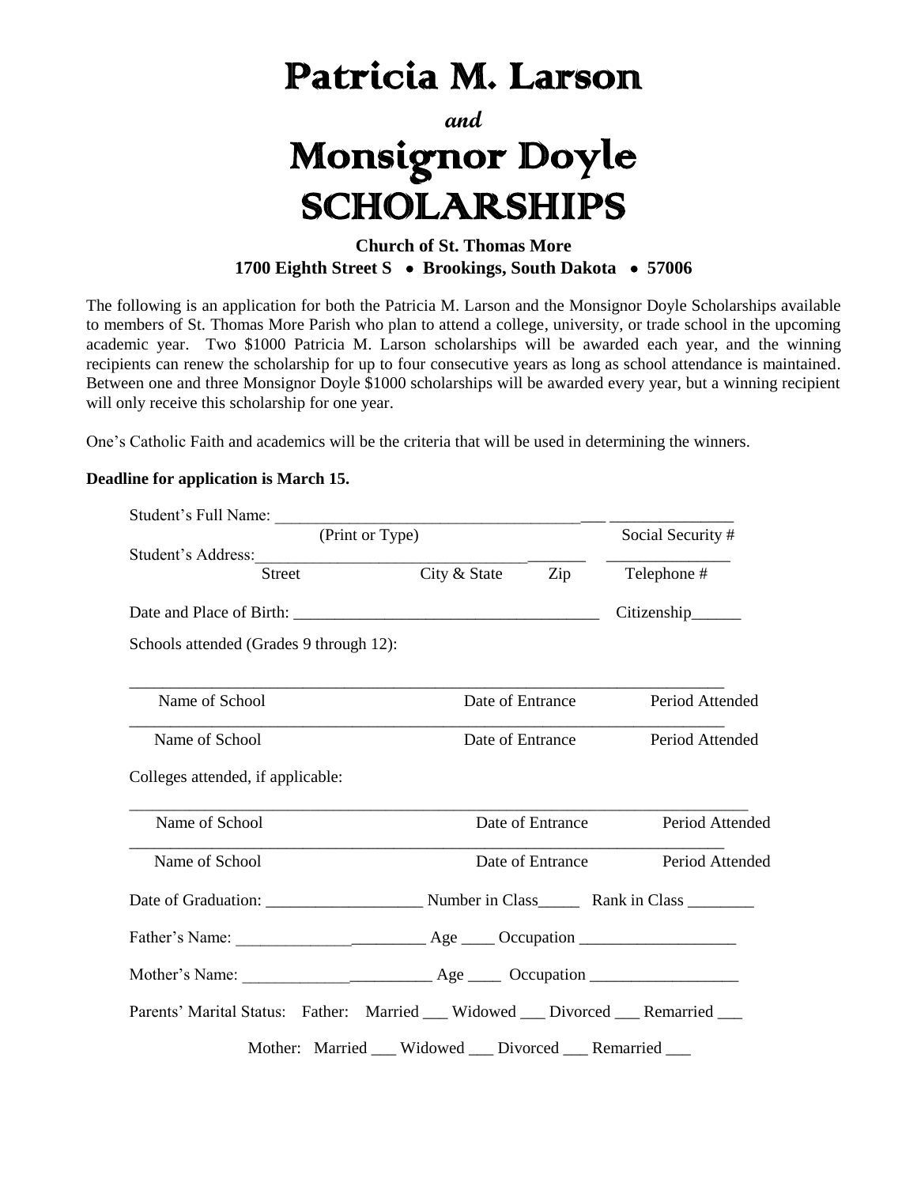# Patricia M. Larson

*and*

# Monsignor Doyle SCHOLARSHIPS

**Church of St. Thomas More**
**1700 Eighth Street S • Brookings, South Dakota • 57006**

The following is an application for both the Patricia M. Larson and the Monsignor Doyle Scholarships available to members of St. Thomas More Parish who plan to attend a college, university, or trade school in the upcoming academic year. Two $1000 Patricia M. Larson scholarships will be awarded each year, and the winning recipients can renew the scholarship for up to four consecutive years as long as school attendance is maintained. Between one and three Monsignor Doyle $1000 scholarships will be awarded every year, but a winning recipient will only receive this scholarship for one year.

One's Catholic Faith and academics will be the criteria that will be used in determining the winners.

**Deadline for application is March 15.**

Student's Full Name: ________________________________________ ________________
(Print or Type) Social Security #

Student's Address: ________________________________________ ________________
Street City & State Zip Telephone #

Date and Place of Birth: ________________________________________ Citizenship______

Schools attended (Grades 9 through 12):

________________________________________________________________________________
Name of School Date of Entrance Period Attended

________________________________________________________________________________
Name of School Date of Entrance Period Attended

Colleges attended, if applicable:

________________________________________________________________________________
Name of School Date of Entrance Period Attended

________________________________________________________________________________
Name of School Date of Entrance Period Attended

Date of Graduation: ___________________ Number in Class_____ Rank in Class ________

Father's Name: _______________________ Age ____ Occupation ___________________

Mother's Name: _______________________ Age ____ Occupation ___________________

Parents' Marital Status: Father: Married ___ Widowed ___ Divorced ___ Remarried ___

Mother: Married ___ Widowed ___ Divorced ___ Remarried ___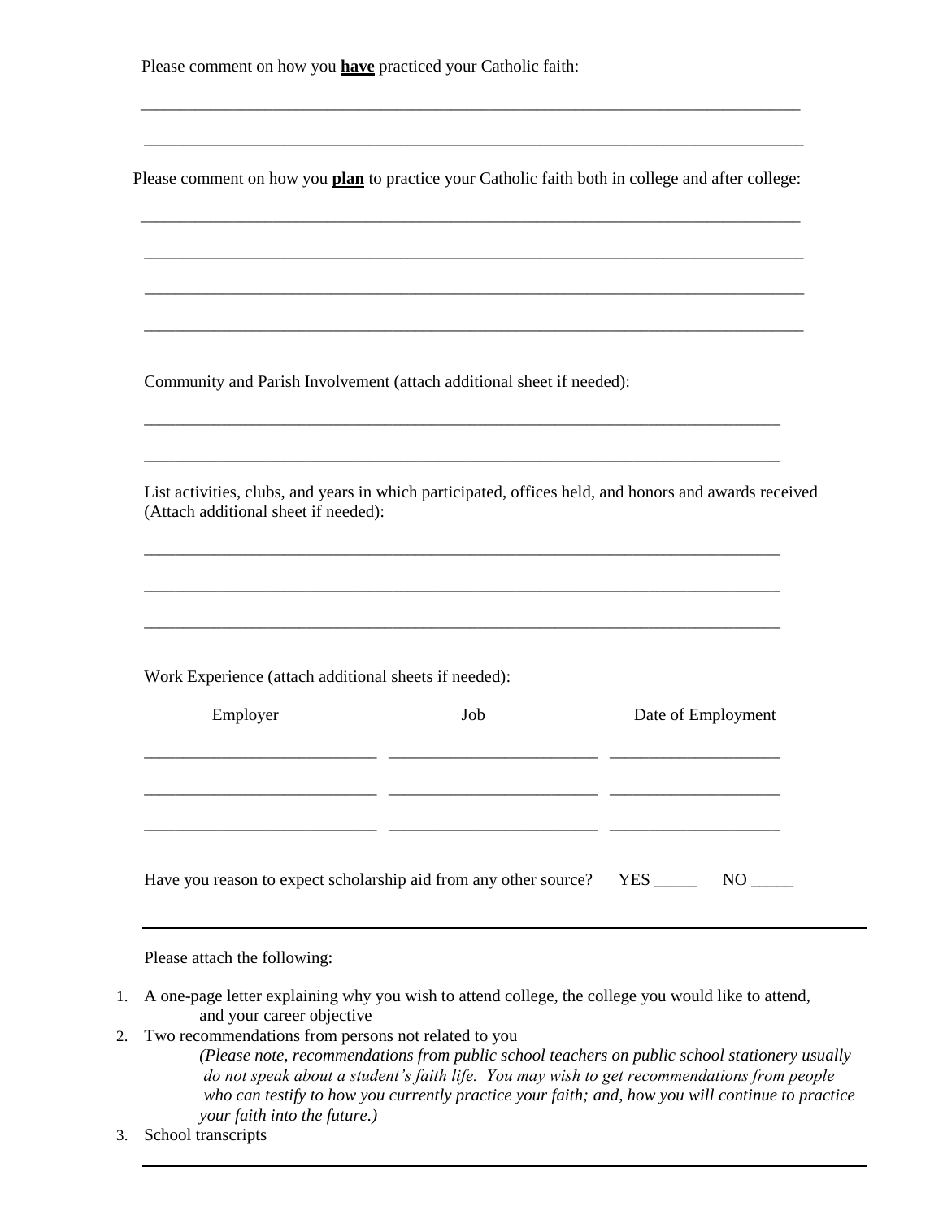Please comment on how you **have** practiced your Catholic faith:

_______________________________________________________________________________

_______________________________________________________________________________

Please comment on how you **plan** to practice your Catholic faith both in college and after college:

_______________________________________________________________________________

_______________________________________________________________________________

_______________________________________________________________________________

_______________________________________________________________________________

Community and Parish Involvement (attach additional sheet if needed):

_____________________________________________________________________________

_____________________________________________________________________________

List activities, clubs, and years in which participated, offices held, and honors and awards received (Attach additional sheet if needed):

_____________________________________________________________________________

_____________________________________________________________________________

_____________________________________________________________________________

Work Experience (attach additional sheets if needed):

| Employer | Job | Date of Employment |
| --- | --- | --- |
| ___________________________ | ________________________ | ____________________ |
| ___________________________ | ________________________ | ____________________ |
| ___________________________ | ________________________ | ____________________ |

Have you reason to expect scholarship aid from any other source? YES _____ NO _____

---

Please attach the following:

1. A one-page letter explaining why you wish to attend college, the college you would like to attend, and your career objective
2. Two recommendations from persons not related to you
   *(Please note, recommendations from public school teachers on public school stationery usually do not speak about a student's faith life. You may wish to get recommendations from people who can testify to how you currently practice your faith; and, how you will continue to practice your faith into the future.)*
3. School transcripts

---